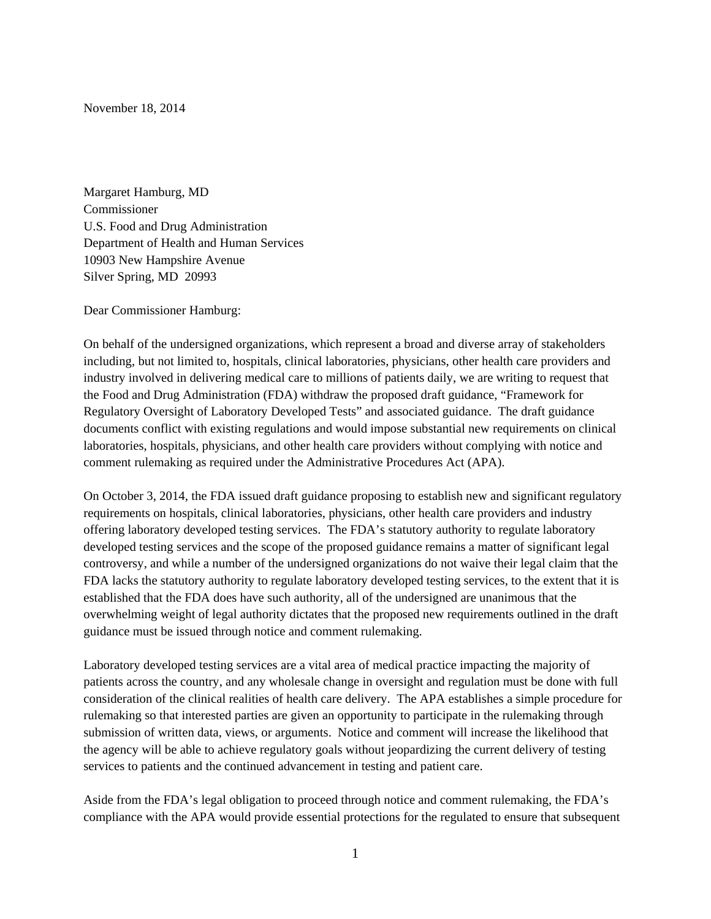November 18, 2014

Margaret Hamburg, MD
Commissioner
U.S. Food and Drug Administration
Department of Health and Human Services
10903 New Hampshire Avenue
Silver Spring, MD 20993

Dear Commissioner Hamburg:

On behalf of the undersigned organizations, which represent a broad and diverse array of stakeholders including, but not limited to, hospitals, clinical laboratories, physicians, other health care providers and industry involved in delivering medical care to millions of patients daily, we are writing to request that the Food and Drug Administration (FDA) withdraw the proposed draft guidance, "Framework for Regulatory Oversight of Laboratory Developed Tests" and associated guidance. The draft guidance documents conflict with existing regulations and would impose substantial new requirements on clinical laboratories, hospitals, physicians, and other health care providers without complying with notice and comment rulemaking as required under the Administrative Procedures Act (APA).

On October 3, 2014, the FDA issued draft guidance proposing to establish new and significant regulatory requirements on hospitals, clinical laboratories, physicians, other health care providers and industry offering laboratory developed testing services. The FDA's statutory authority to regulate laboratory developed testing services and the scope of the proposed guidance remains a matter of significant legal controversy, and while a number of the undersigned organizations do not waive their legal claim that the FDA lacks the statutory authority to regulate laboratory developed testing services, to the extent that it is established that the FDA does have such authority, all of the undersigned are unanimous that the overwhelming weight of legal authority dictates that the proposed new requirements outlined in the draft guidance must be issued through notice and comment rulemaking.

Laboratory developed testing services are a vital area of medical practice impacting the majority of patients across the country, and any wholesale change in oversight and regulation must be done with full consideration of the clinical realities of health care delivery. The APA establishes a simple procedure for rulemaking so that interested parties are given an opportunity to participate in the rulemaking through submission of written data, views, or arguments. Notice and comment will increase the likelihood that the agency will be able to achieve regulatory goals without jeopardizing the current delivery of testing services to patients and the continued advancement in testing and patient care.

Aside from the FDA's legal obligation to proceed through notice and comment rulemaking, the FDA's compliance with the APA would provide essential protections for the regulated to ensure that subsequent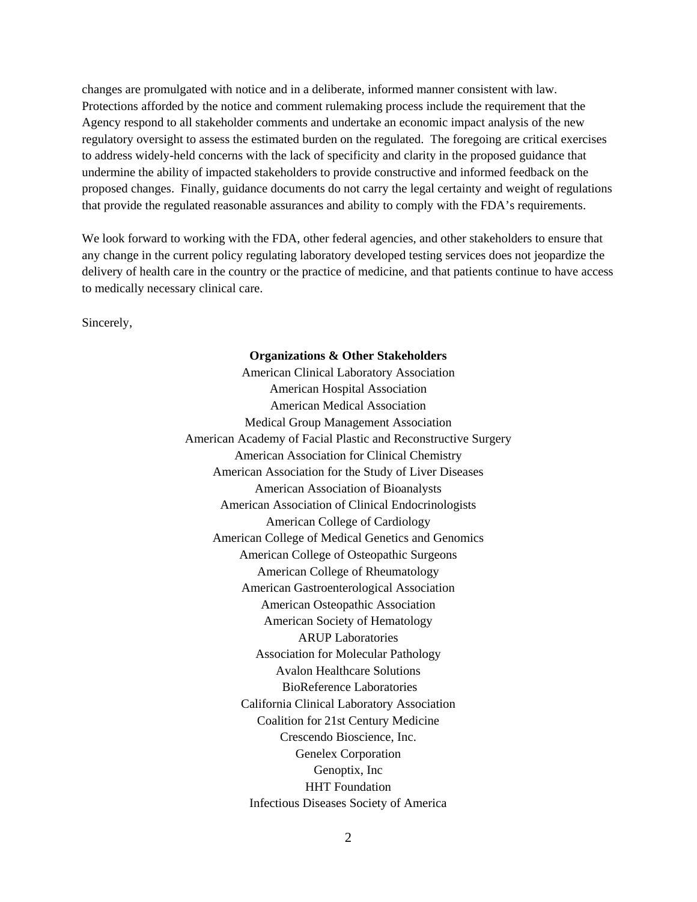changes are promulgated with notice and in a deliberate, informed manner consistent with law. Protections afforded by the notice and comment rulemaking process include the requirement that the Agency respond to all stakeholder comments and undertake an economic impact analysis of the new regulatory oversight to assess the estimated burden on the regulated. The foregoing are critical exercises to address widely-held concerns with the lack of specificity and clarity in the proposed guidance that undermine the ability of impacted stakeholders to provide constructive and informed feedback on the proposed changes. Finally, guidance documents do not carry the legal certainty and weight of regulations that provide the regulated reasonable assurances and ability to comply with the FDA's requirements.

We look forward to working with the FDA, other federal agencies, and other stakeholders to ensure that any change in the current policy regulating laboratory developed testing services does not jeopardize the delivery of health care in the country or the practice of medicine, and that patients continue to have access to medically necessary clinical care.

Sincerely,

**Organizations & Other Stakeholders**

American Clinical Laboratory Association
American Hospital Association
American Medical Association
Medical Group Management Association
American Academy of Facial Plastic and Reconstructive Surgery
American Association for Clinical Chemistry
American Association for the Study of Liver Diseases
American Association of Bioanalysts
American Association of Clinical Endocrinologists
American College of Cardiology
American College of Medical Genetics and Genomics
American College of Osteopathic Surgeons
American College of Rheumatology
American Gastroenterological Association
American Osteopathic Association
American Society of Hematology
ARUP Laboratories
Association for Molecular Pathology
Avalon Healthcare Solutions
BioReference Laboratories
California Clinical Laboratory Association
Coalition for 21st Century Medicine
Crescendo Bioscience, Inc.
Genelex Corporation
Genoptix, Inc
HHT Foundation
Infectious Diseases Society of America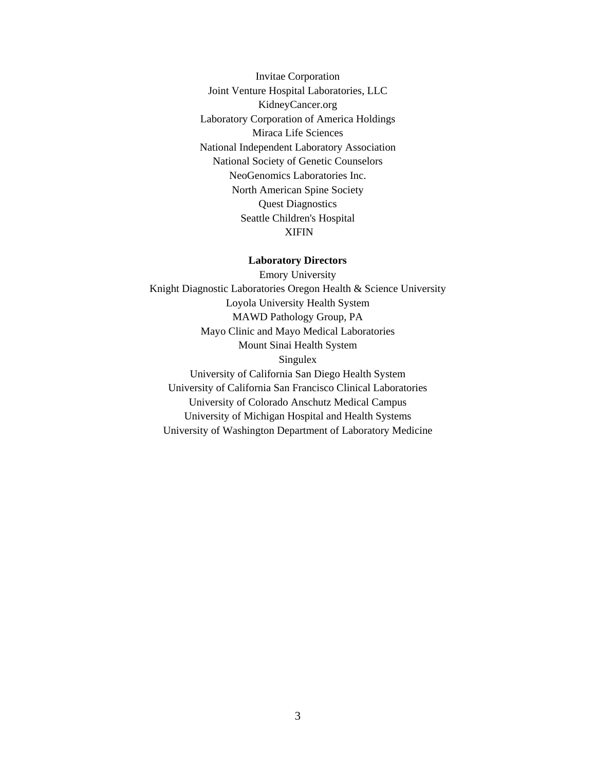Invitae Corporation
Joint Venture Hospital Laboratories, LLC
KidneyCancer.org
Laboratory Corporation of America Holdings
Miraca Life Sciences
National Independent Laboratory Association
National Society of Genetic Counselors
NeoGenomics Laboratories Inc.
North American Spine Society
Quest Diagnostics
Seattle Children's Hospital
XIFIN

**Laboratory Directors**

Emory University
Knight Diagnostic Laboratories Oregon Health & Science University
Loyola University Health System
MAWD Pathology Group, PA
Mayo Clinic and Mayo Medical Laboratories
Mount Sinai Health System
Singulex
University of California San Diego Health System
University of California San Francisco Clinical Laboratories
University of Colorado Anschutz Medical Campus
University of Michigan Hospital and Health Systems
University of Washington Department of Laboratory Medicine